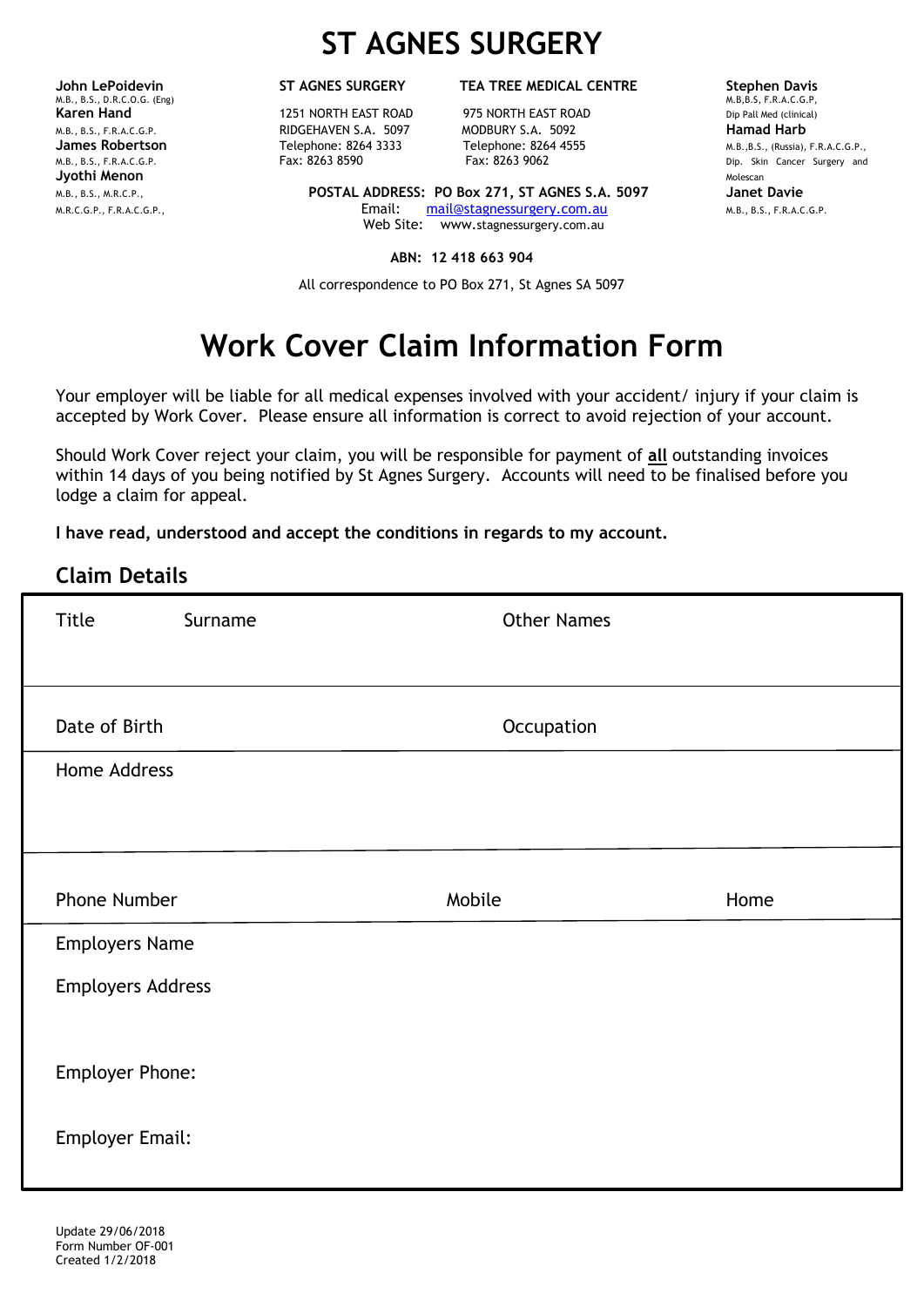# ST AGNES SURGERY

**John LePoidevin**
M.B., B.S., D.R.C.O.G. (Eng)
**Karen Hand**
M.B., B.S., F.R.A.C.G.P.
**James Robertson**
M.B., B.S., F.R.A.C.G.P.
**Jyothi Menon**
M.B., B.S., M.R.C.P., M.R.C.G.P., F.R.A.C.G.P.,

**ST AGNES SURGERY**
1251 NORTH EAST ROAD
RIDGEHAVEN S.A. 5097
Telephone: 8264 3333
Fax: 8263 8590

**TEA TREE MEDICAL CENTRE**
975 NORTH EAST ROAD
MODBURY S.A. 5092
Telephone: 8264 4555
Fax: 8263 9062

**POSTAL ADDRESS: PO Box 271, ST AGNES S.A. 5097**
Email: mail@stagnessurgery.com.au
Web Site: www.stagnessurgery.com.au

**Stephen Davis**
M.B,B.S, F.R.A.C.G.P, Dip Pall Med (clinical)
**Hamad Harb**
M.B.,B.S., (Russia), F.R.A.C.G.P., Dip. Skin Cancer Surgery and Molescan
**Janet Davie**
M.B., B.S., F.R.A.C.G.P.

**ABN: 12 418 663 904**

All correspondence to PO Box 271, St Agnes SA 5097

# Work Cover Claim Information Form

Your employer will be liable for all medical expenses involved with your accident/ injury if your claim is accepted by Work Cover. Please ensure all information is correct to avoid rejection of your account.

Should Work Cover reject your claim, you will be responsible for payment of **all** outstanding invoices within 14 days of you being notified by St Agnes Surgery. Accounts will need to be finalised before you lodge a claim for appeal.

**I have read, understood and accept the conditions in regards to my account.**

## Claim Details

| Title | Surname | Other Names |
|---|---|---|
| | | |

| Date of Birth | Occupation |
|---|---|
| | |

Home Address

| Phone Number | Mobile | Home |
|---|---|---|
| | | |

Employers Name

Employers Address

Employer Phone:

Employer Email:

Update 29/06/2018
Form Number OF-001
Created 1/2/2018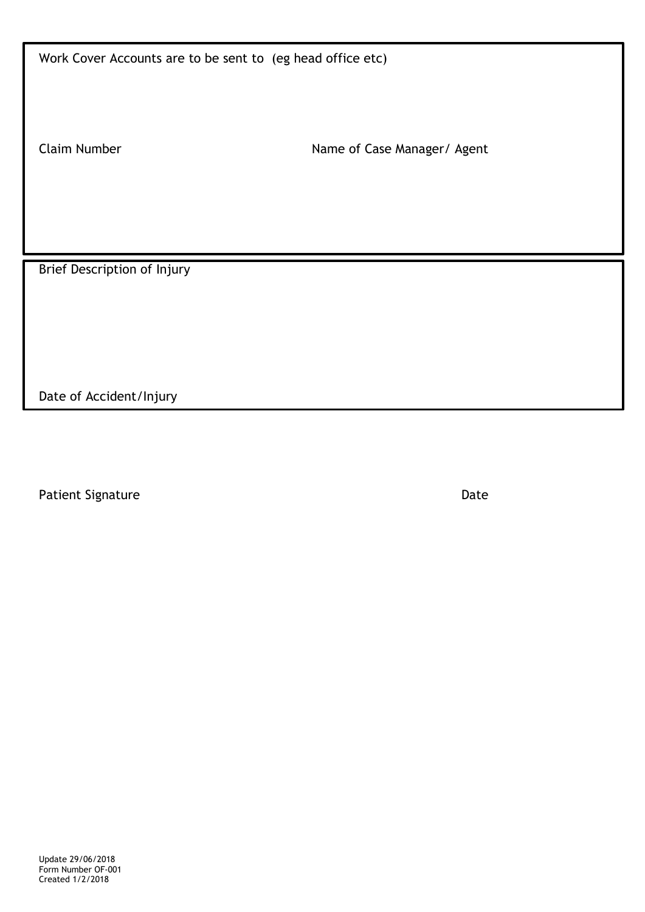Work Cover Accounts are to be sent to (eg head office etc)

Claim Number

Name of Case Manager/ Agent

Brief Description of Injury

Date of Accident/Injury

Patient Signature

Date

Update 29/06/2018
Form Number OF-001
Created 1/2/2018